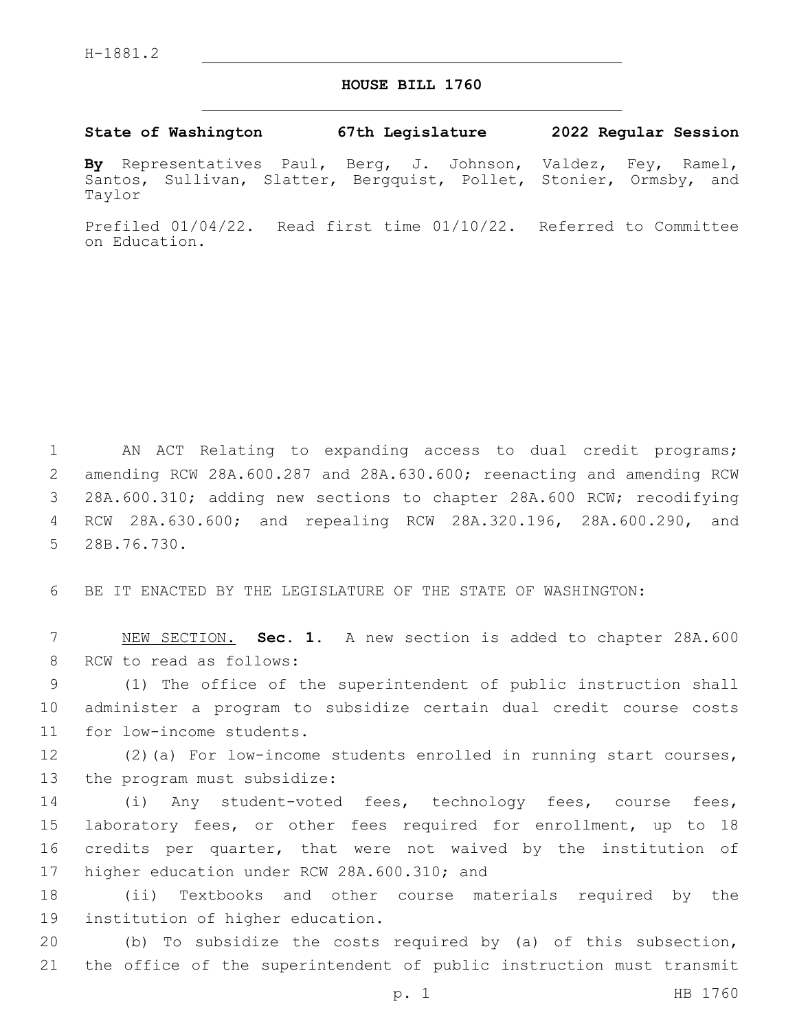H-1881.2

# HOUSE BILL 1760

**State of Washington 67th Legislature 2022 Regular Session**

**By** Representatives Paul, Berg, J. Johnson, Valdez, Fey, Ramel, Santos, Sullivan, Slatter, Bergquist, Pollet, Stonier, Ormsby, and Taylor

Prefiled 01/04/22. Read first time 01/10/22. Referred to Committee on Education.

AN ACT Relating to expanding access to dual credit programs; amending RCW 28A.600.287 and 28A.630.600; reenacting and amending RCW 28A.600.310; adding new sections to chapter 28A.600 RCW; recodifying RCW 28A.630.600; and repealing RCW 28A.320.196, 28A.600.290, and 28B.76.730.

BE IT ENACTED BY THE LEGISLATURE OF THE STATE OF WASHINGTON:

NEW SECTION. **Sec. 1.** A new section is added to chapter 28A.600 RCW to read as follows:

(1) The office of the superintendent of public instruction shall administer a program to subsidize certain dual credit course costs for low-income students.

(2)(a) For low-income students enrolled in running start courses, the program must subsidize:

(i) Any student-voted fees, technology fees, course fees, laboratory fees, or other fees required for enrollment, up to 18 credits per quarter, that were not waived by the institution of higher education under RCW 28A.600.310; and

(ii) Textbooks and other course materials required by the institution of higher education.

(b) To subsidize the costs required by (a) of this subsection, the office of the superintendent of public instruction must transmit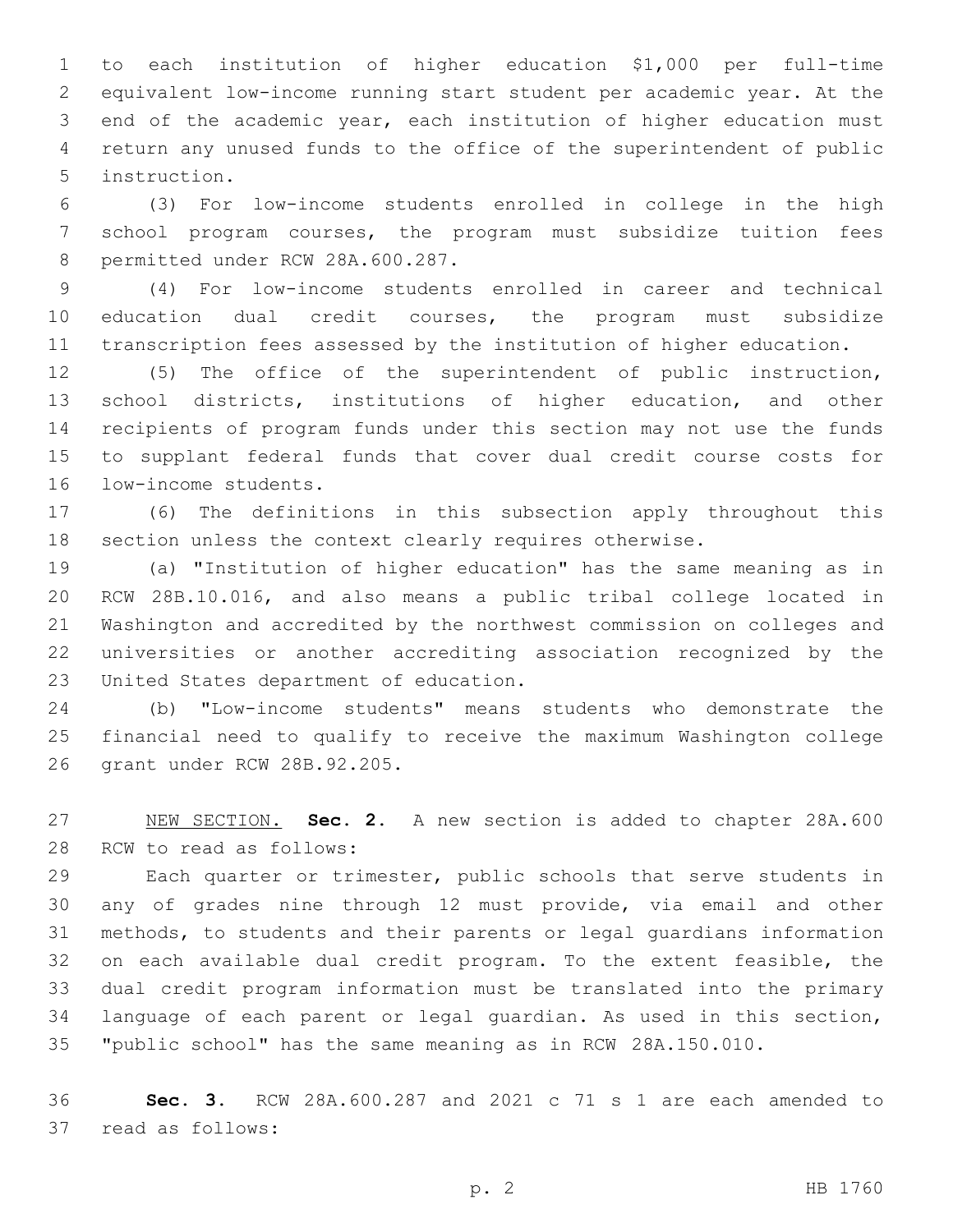to each institution of higher education $1,000 per full-time equivalent low-income running start student per academic year. At the end of the academic year, each institution of higher education must return any unused funds to the office of the superintendent of public instruction.

(3) For low-income students enrolled in college in the high school program courses, the program must subsidize tuition fees permitted under RCW 28A.600.287.

(4) For low-income students enrolled in career and technical education dual credit courses, the program must subsidize transcription fees assessed by the institution of higher education.

(5) The office of the superintendent of public instruction, school districts, institutions of higher education, and other recipients of program funds under this section may not use the funds to supplant federal funds that cover dual credit course costs for low-income students.

(6) The definitions in this subsection apply throughout this section unless the context clearly requires otherwise.

(a) "Institution of higher education" has the same meaning as in RCW 28B.10.016, and also means a public tribal college located in Washington and accredited by the northwest commission on colleges and universities or another accrediting association recognized by the United States department of education.

(b) "Low-income students" means students who demonstrate the financial need to qualify to receive the maximum Washington college grant under RCW 28B.92.205.

NEW SECTION. **Sec. 2.** A new section is added to chapter 28A.600 RCW to read as follows:

Each quarter or trimester, public schools that serve students in any of grades nine through 12 must provide, via email and other methods, to students and their parents or legal guardians information on each available dual credit program. To the extent feasible, the dual credit program information must be translated into the primary language of each parent or legal guardian. As used in this section, "public school" has the same meaning as in RCW 28A.150.010.

**Sec. 3.** RCW 28A.600.287 and 2021 c 71 s 1 are each amended to read as follows: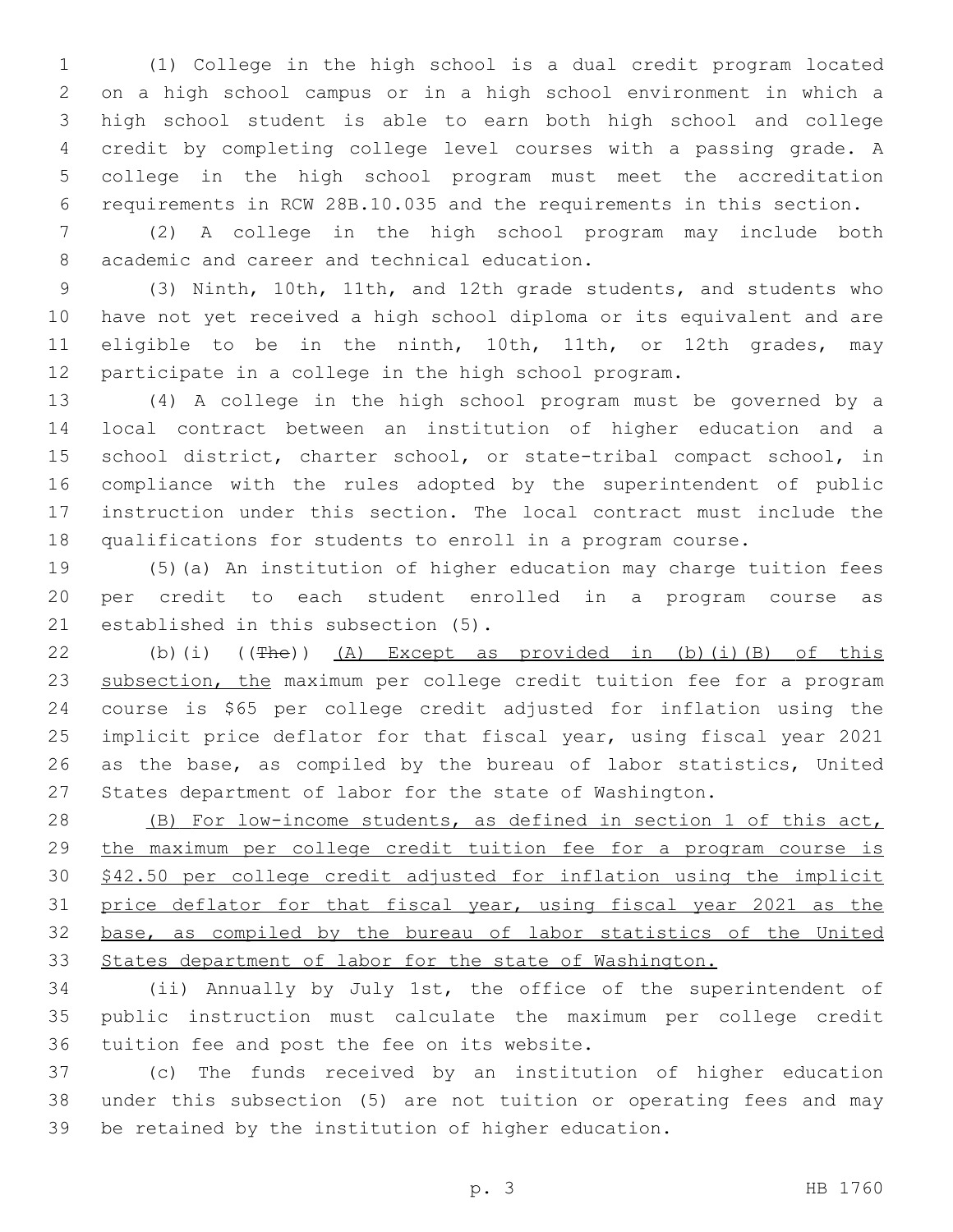(1) College in the high school is a dual credit program located on a high school campus or in a high school environment in which a high school student is able to earn both high school and college credit by completing college level courses with a passing grade. A college in the high school program must meet the accreditation requirements in RCW 28B.10.035 and the requirements in this section.

(2) A college in the high school program may include both academic and career and technical education.

(3) Ninth, 10th, 11th, and 12th grade students, and students who have not yet received a high school diploma or its equivalent and are eligible to be in the ninth, 10th, 11th, or 12th grades, may participate in a college in the high school program.

(4) A college in the high school program must be governed by a local contract between an institution of higher education and a school district, charter school, or state-tribal compact school, in compliance with the rules adopted by the superintendent of public instruction under this section. The local contract must include the qualifications for students to enroll in a program course.

(5)(a) An institution of higher education may charge tuition fees per credit to each student enrolled in a program course as established in this subsection (5).

(b)(i) ((~~The~~)) <u>(A) Except as provided in (b)(i)(B) of this subsection, the</u> maximum per college credit tuition fee for a program course is $65 per college credit adjusted for inflation using the implicit price deflator for that fiscal year, using fiscal year 2021 as the base, as compiled by the bureau of labor statistics, United States department of labor for the state of Washington.

<u>(B) For low-income students, as defined in section 1 of this act, the maximum per college credit tuition fee for a program course is $42.50 per college credit adjusted for inflation using the implicit price deflator for that fiscal year, using fiscal year 2021 as the base, as compiled by the bureau of labor statistics of the United States department of labor for the state of Washington.</u>

(ii) Annually by July 1st, the office of the superintendent of public instruction must calculate the maximum per college credit tuition fee and post the fee on its website.

(c) The funds received by an institution of higher education under this subsection (5) are not tuition or operating fees and may be retained by the institution of higher education.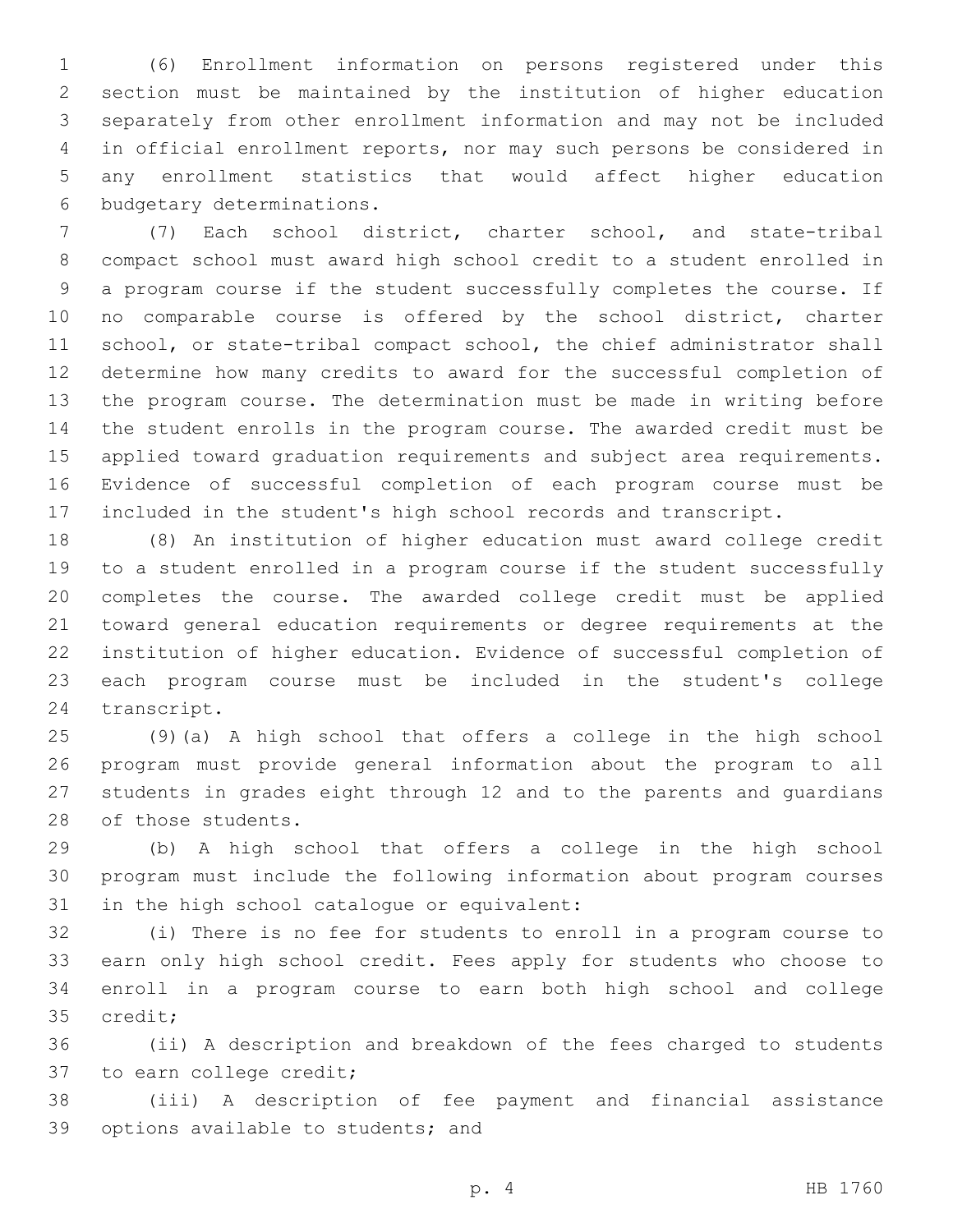(6) Enrollment information on persons registered under this section must be maintained by the institution of higher education separately from other enrollment information and may not be included in official enrollment reports, nor may such persons be considered in any enrollment statistics that would affect higher education budgetary determinations.

(7) Each school district, charter school, and state-tribal compact school must award high school credit to a student enrolled in a program course if the student successfully completes the course. If no comparable course is offered by the school district, charter school, or state-tribal compact school, the chief administrator shall determine how many credits to award for the successful completion of the program course. The determination must be made in writing before the student enrolls in the program course. The awarded credit must be applied toward graduation requirements and subject area requirements. Evidence of successful completion of each program course must be included in the student's high school records and transcript.

(8) An institution of higher education must award college credit to a student enrolled in a program course if the student successfully completes the course. The awarded college credit must be applied toward general education requirements or degree requirements at the institution of higher education. Evidence of successful completion of each program course must be included in the student's college transcript.

(9)(a) A high school that offers a college in the high school program must provide general information about the program to all students in grades eight through 12 and to the parents and guardians of those students.

(b) A high school that offers a college in the high school program must include the following information about program courses in the high school catalogue or equivalent:

(i) There is no fee for students to enroll in a program course to earn only high school credit. Fees apply for students who choose to enroll in a program course to earn both high school and college credit;

(ii) A description and breakdown of the fees charged to students to earn college credit;

(iii) A description of fee payment and financial assistance options available to students; and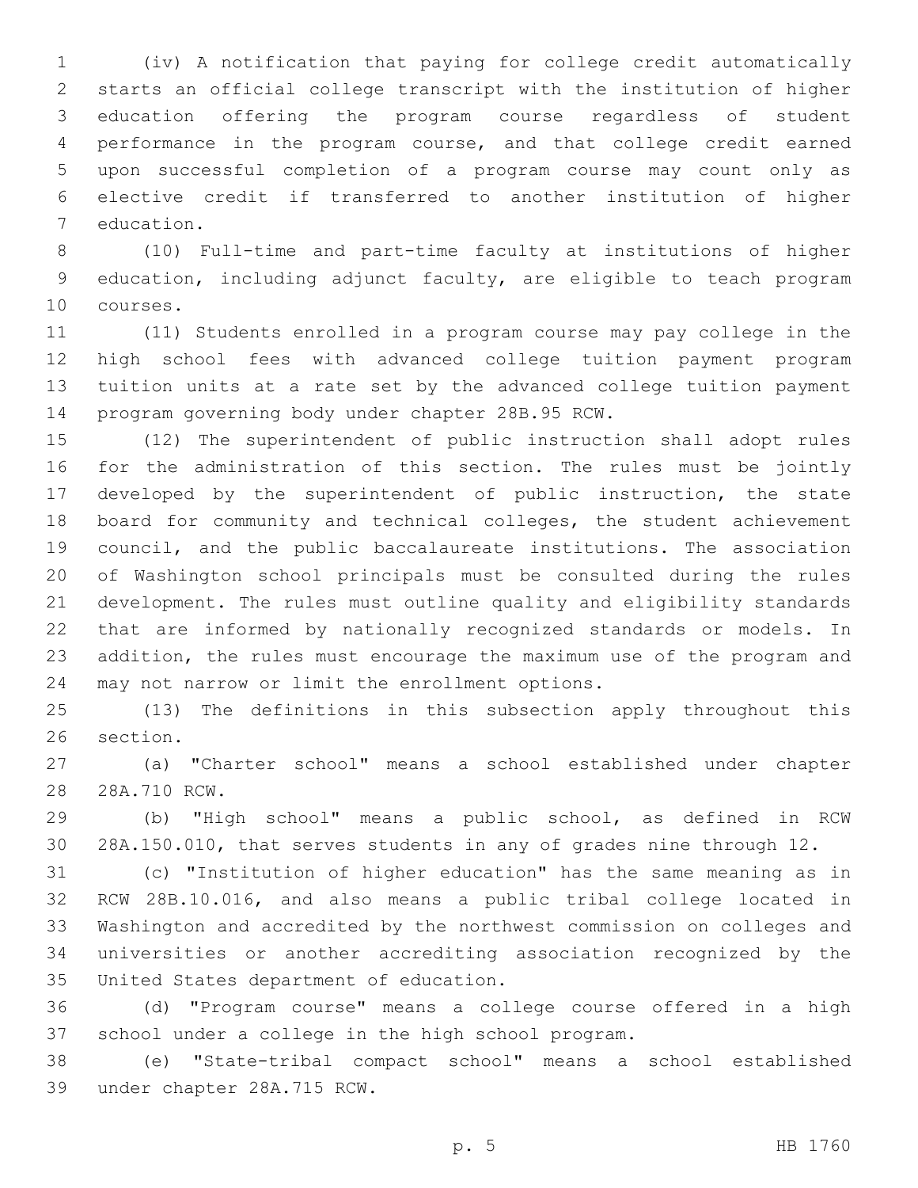(iv) A notification that paying for college credit automatically starts an official college transcript with the institution of higher education offering the program course regardless of student performance in the program course, and that college credit earned upon successful completion of a program course may count only as elective credit if transferred to another institution of higher education.

(10) Full-time and part-time faculty at institutions of higher education, including adjunct faculty, are eligible to teach program courses.

(11) Students enrolled in a program course may pay college in the high school fees with advanced college tuition payment program tuition units at a rate set by the advanced college tuition payment program governing body under chapter 28B.95 RCW.

(12) The superintendent of public instruction shall adopt rules for the administration of this section. The rules must be jointly developed by the superintendent of public instruction, the state board for community and technical colleges, the student achievement council, and the public baccalaureate institutions. The association of Washington school principals must be consulted during the rules development. The rules must outline quality and eligibility standards that are informed by nationally recognized standards or models. In addition, the rules must encourage the maximum use of the program and may not narrow or limit the enrollment options.

(13) The definitions in this subsection apply throughout this section.

(a) "Charter school" means a school established under chapter 28A.710 RCW.

(b) "High school" means a public school, as defined in RCW 28A.150.010, that serves students in any of grades nine through 12.

(c) "Institution of higher education" has the same meaning as in RCW 28B.10.016, and also means a public tribal college located in Washington and accredited by the northwest commission on colleges and universities or another accrediting association recognized by the United States department of education.

(d) "Program course" means a college course offered in a high school under a college in the high school program.

(e) "State-tribal compact school" means a school established under chapter 28A.715 RCW.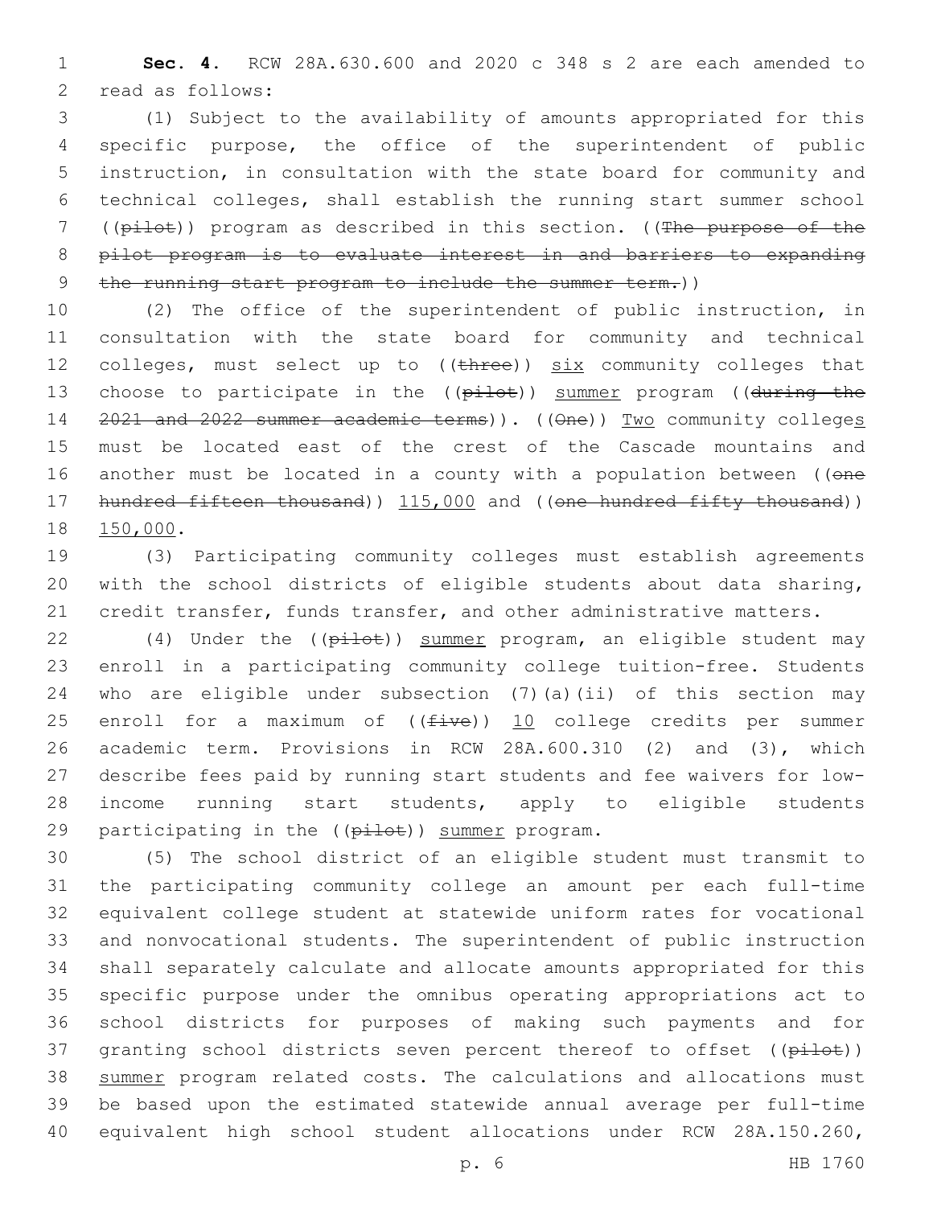**Sec. 4.** RCW 28A.630.600 and 2020 c 348 s 2 are each amended to read as follows:

(1) Subject to the availability of amounts appropriated for this specific purpose, the office of the superintendent of public instruction, in consultation with the state board for community and technical colleges, shall establish the running start summer school ((~~pilot~~)) program as described in this section. ((~~The purpose of the pilot program is to evaluate interest in and barriers to expanding the running start program to include the summer term.~~))

(2) The office of the superintendent of public instruction, in consultation with the state board for community and technical colleges, must select up to ((~~three~~)) <u>six</u> community colleges that choose to participate in the ((~~pilot~~)) <u>summer</u> program ((~~during the 2021 and 2022 summer academic terms~~)). ((~~One~~)) <u>Two</u> community college<u>s</u> must be located east of the crest of the Cascade mountains and another must be located in a county with a population between ((~~one hundred fifteen thousand~~)) <u>115,000</u> and ((~~one hundred fifty thousand~~)) <u>150,000</u>.

(3) Participating community colleges must establish agreements with the school districts of eligible students about data sharing, credit transfer, funds transfer, and other administrative matters.

(4) Under the ((~~pilot~~)) <u>summer</u> program, an eligible student may enroll in a participating community college tuition-free. Students who are eligible under subsection (7)(a)(ii) of this section may enroll for a maximum of ((~~five~~)) <u>10</u> college credits per summer academic term. Provisions in RCW 28A.600.310 (2) and (3), which describe fees paid by running start students and fee waivers for low-income running start students, apply to eligible students participating in the ((~~pilot~~)) <u>summer</u> program.

(5) The school district of an eligible student must transmit to the participating community college an amount per each full-time equivalent college student at statewide uniform rates for vocational and nonvocational students. The superintendent of public instruction shall separately calculate and allocate amounts appropriated for this specific purpose under the omnibus operating appropriations act to school districts for purposes of making such payments and for granting school districts seven percent thereof to offset ((~~pilot~~)) <u>summer</u> program related costs. The calculations and allocations must be based upon the estimated statewide annual average per full-time equivalent high school student allocations under RCW 28A.150.260,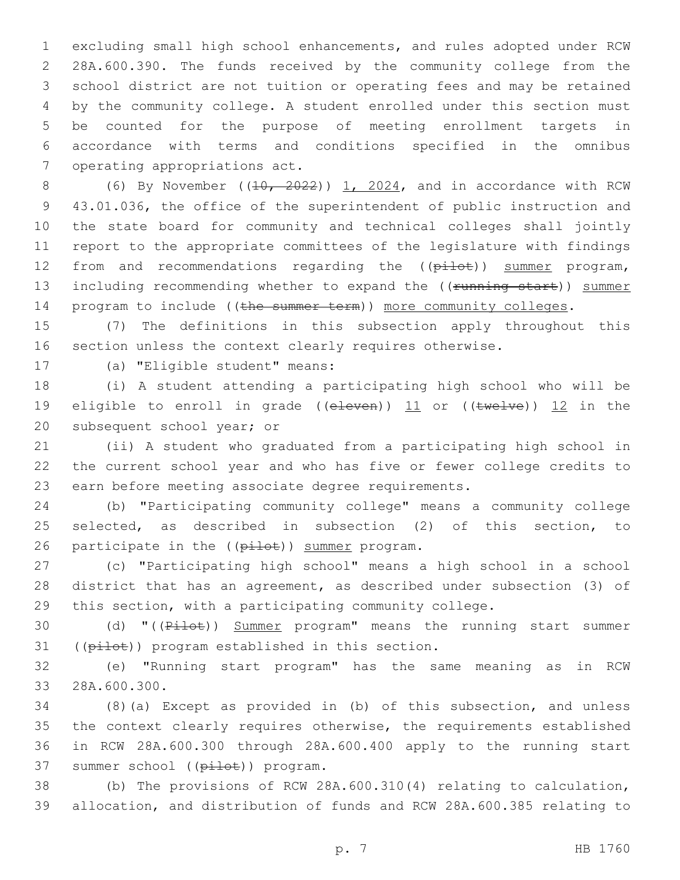excluding small high school enhancements, and rules adopted under RCW 28A.600.390. The funds received by the community college from the school district are not tuition or operating fees and may be retained by the community college. A student enrolled under this section must be counted for the purpose of meeting enrollment targets in accordance with terms and conditions specified in the omnibus operating appropriations act.

(6) By November ((~~10, 2022~~)) <u>1, 2024</u>, and in accordance with RCW 43.01.036, the office of the superintendent of public instruction and the state board for community and technical colleges shall jointly report to the appropriate committees of the legislature with findings from and recommendations regarding the ((~~pilot~~)) <u>summer</u> program, including recommending whether to expand the ((~~running start~~)) <u>summer</u> program to include ((~~the summer term~~)) <u>more community colleges</u>.

(7) The definitions in this subsection apply throughout this section unless the context clearly requires otherwise.

(a) "Eligible student" means:

(i) A student attending a participating high school who will be eligible to enroll in grade ((~~eleven~~)) <u>11</u> or ((~~twelve~~)) <u>12</u> in the subsequent school year; or

(ii) A student who graduated from a participating high school in the current school year and who has five or fewer college credits to earn before meeting associate degree requirements.

(b) "Participating community college" means a community college selected, as described in subsection (2) of this section, to participate in the ((~~pilot~~)) <u>summer</u> program.

(c) "Participating high school" means a high school in a school district that has an agreement, as described under subsection (3) of this section, with a participating community college.

(d) "((~~Pilot~~)) <u>Summer</u> program" means the running start summer ((~~pilot~~)) program established in this section.

(e) "Running start program" has the same meaning as in RCW 28A.600.300.

(8)(a) Except as provided in (b) of this subsection, and unless the context clearly requires otherwise, the requirements established in RCW 28A.600.300 through 28A.600.400 apply to the running start summer school ((~~pilot~~)) program.

(b) The provisions of RCW 28A.600.310(4) relating to calculation, allocation, and distribution of funds and RCW 28A.600.385 relating to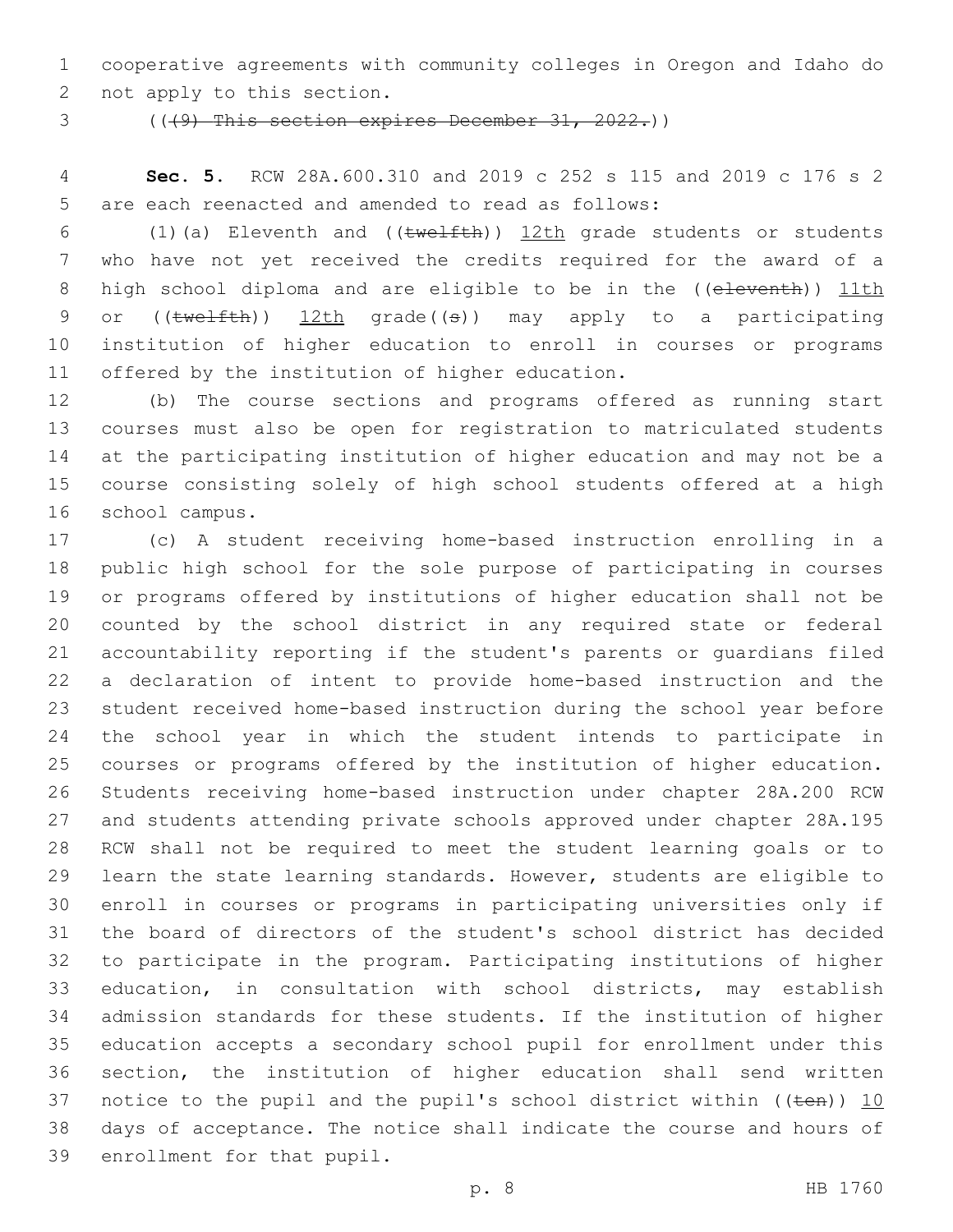cooperative agreements with community colleges in Oregon and Idaho do not apply to this section.

((~~(9) This section expires December 31, 2022.~~))

**Sec. 5.** RCW 28A.600.310 and 2019 c 252 s 115 and 2019 c 176 s 2 are each reenacted and amended to read as follows:

(1)(a) Eleventh and ((~~twelfth~~)) <u>12th</u> grade students or students who have not yet received the credits required for the award of a high school diploma and are eligible to be in the ((~~eleventh~~)) <u>11th</u> or ((~~twelfth~~)) <u>12th</u> grade((~~s~~)) may apply to a participating institution of higher education to enroll in courses or programs offered by the institution of higher education.

(b) The course sections and programs offered as running start courses must also be open for registration to matriculated students at the participating institution of higher education and may not be a course consisting solely of high school students offered at a high school campus.

(c) A student receiving home-based instruction enrolling in a public high school for the sole purpose of participating in courses or programs offered by institutions of higher education shall not be counted by the school district in any required state or federal accountability reporting if the student's parents or guardians filed a declaration of intent to provide home-based instruction and the student received home-based instruction during the school year before the school year in which the student intends to participate in courses or programs offered by the institution of higher education. Students receiving home-based instruction under chapter 28A.200 RCW and students attending private schools approved under chapter 28A.195 RCW shall not be required to meet the student learning goals or to learn the state learning standards. However, students are eligible to enroll in courses or programs in participating universities only if the board of directors of the student's school district has decided to participate in the program. Participating institutions of higher education, in consultation with school districts, may establish admission standards for these students. If the institution of higher education accepts a secondary school pupil for enrollment under this section, the institution of higher education shall send written notice to the pupil and the pupil's school district within ((~~ten~~)) <u>10</u> days of acceptance. The notice shall indicate the course and hours of enrollment for that pupil.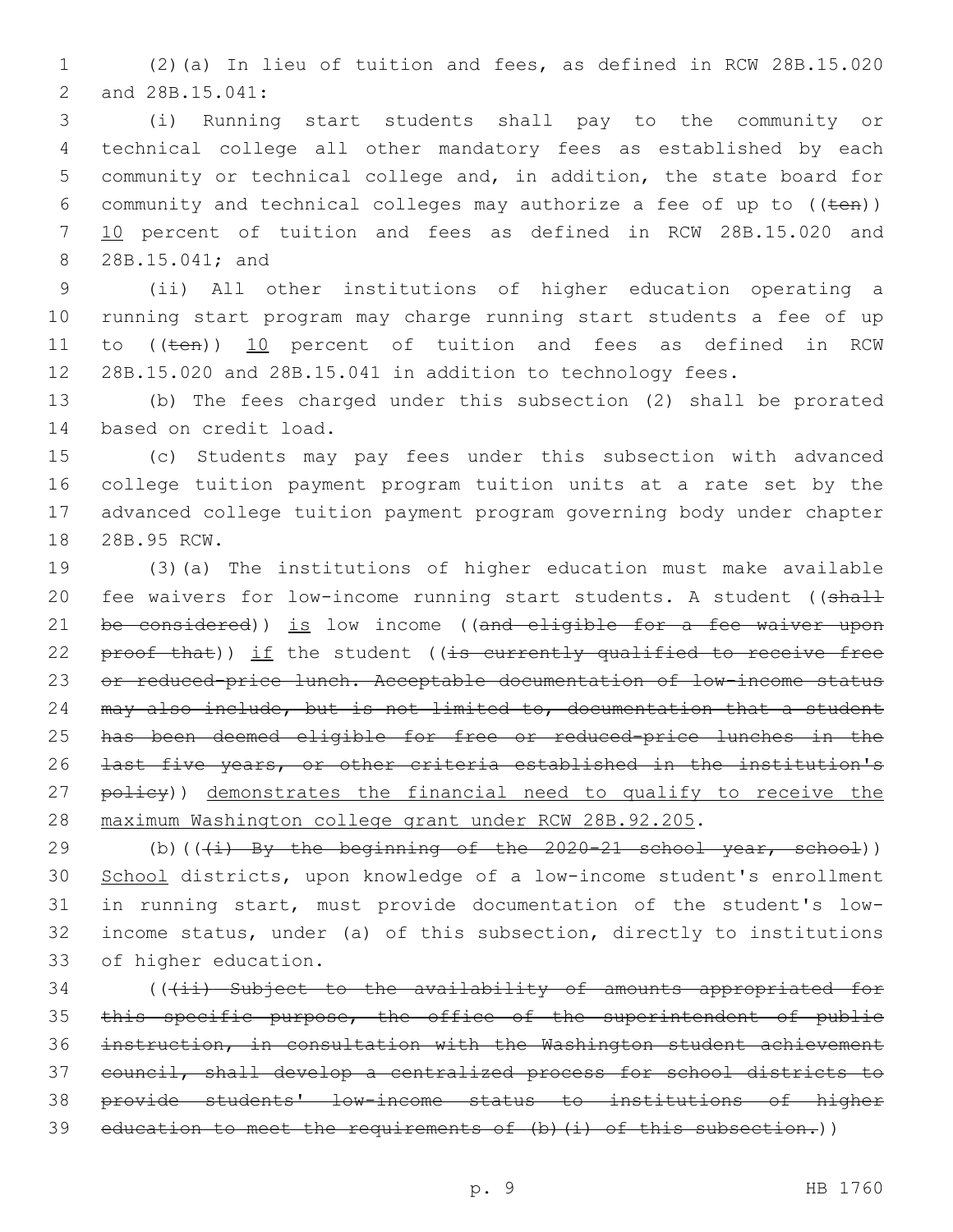(2)(a) In lieu of tuition and fees, as defined in RCW 28B.15.020 and 28B.15.041:

(i) Running start students shall pay to the community or technical college all other mandatory fees as established by each community or technical college and, in addition, the state board for community and technical colleges may authorize a fee of up to ((~~ten~~)) <u>10</u> percent of tuition and fees as defined in RCW 28B.15.020 and 28B.15.041; and

(ii) All other institutions of higher education operating a running start program may charge running start students a fee of up to ((~~ten~~)) <u>10</u> percent of tuition and fees as defined in RCW 28B.15.020 and 28B.15.041 in addition to technology fees.

(b) The fees charged under this subsection (2) shall be prorated based on credit load.

(c) Students may pay fees under this subsection with advanced college tuition payment program tuition units at a rate set by the advanced college tuition payment program governing body under chapter 28B.95 RCW.

(3)(a) The institutions of higher education must make available fee waivers for low-income running start students. A student ((~~shall be considered~~)) <u>is</u> low income ((~~and eligible for a fee waiver upon proof that~~)) <u>if</u> the student ((~~is currently qualified to receive free or reduced-price lunch. Acceptable documentation of low-income status may also include, but is not limited to, documentation that a student has been deemed eligible for free or reduced-price lunches in the last five years, or other criteria established in the institution's policy~~)) <u>demonstrates the financial need to qualify to receive the maximum Washington college grant under RCW 28B.92.205</u>.

(b)((~~(i) By the beginning of the 2020-21 school year, school~~)) <u>School</u> districts, upon knowledge of a low-income student's enrollment in running start, must provide documentation of the student's low-income status, under (a) of this subsection, directly to institutions of higher education.

((~~(ii) Subject to the availability of amounts appropriated for this specific purpose, the office of the superintendent of public instruction, in consultation with the Washington student achievement council, shall develop a centralized process for school districts to provide students' low-income status to institutions of higher education to meet the requirements of (b)(i) of this subsection.~~))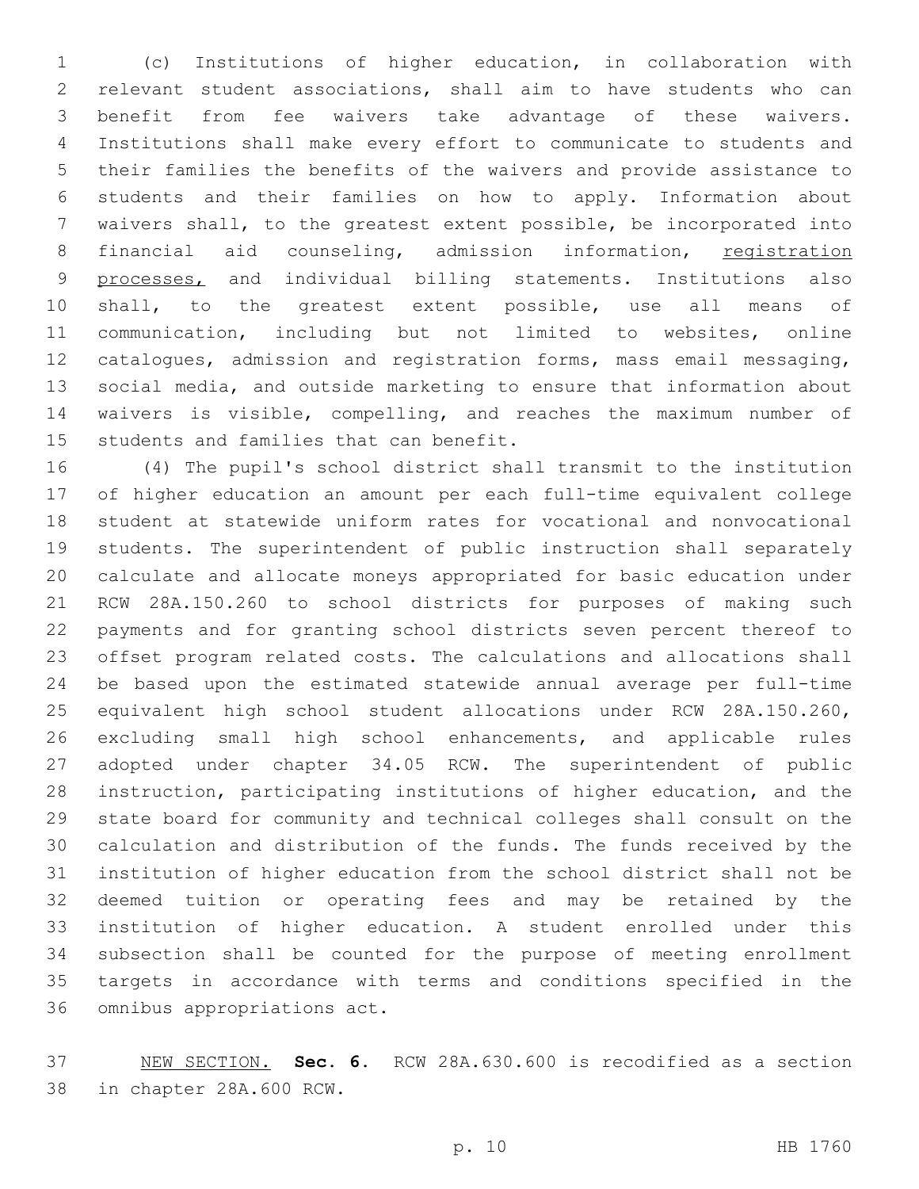(c) Institutions of higher education, in collaboration with relevant student associations, shall aim to have students who can benefit from fee waivers take advantage of these waivers. Institutions shall make every effort to communicate to students and their families the benefits of the waivers and provide assistance to students and their families on how to apply. Information about waivers shall, to the greatest extent possible, be incorporated into financial aid counseling, admission information, <u>registration processes,</u> and individual billing statements. Institutions also shall, to the greatest extent possible, use all means of communication, including but not limited to websites, online catalogues, admission and registration forms, mass email messaging, social media, and outside marketing to ensure that information about waivers is visible, compelling, and reaches the maximum number of students and families that can benefit.

(4) The pupil's school district shall transmit to the institution of higher education an amount per each full-time equivalent college student at statewide uniform rates for vocational and nonvocational students. The superintendent of public instruction shall separately calculate and allocate moneys appropriated for basic education under RCW 28A.150.260 to school districts for purposes of making such payments and for granting school districts seven percent thereof to offset program related costs. The calculations and allocations shall be based upon the estimated statewide annual average per full-time equivalent high school student allocations under RCW 28A.150.260, excluding small high school enhancements, and applicable rules adopted under chapter 34.05 RCW. The superintendent of public instruction, participating institutions of higher education, and the state board for community and technical colleges shall consult on the calculation and distribution of the funds. The funds received by the institution of higher education from the school district shall not be deemed tuition or operating fees and may be retained by the institution of higher education. A student enrolled under this subsection shall be counted for the purpose of meeting enrollment targets in accordance with terms and conditions specified in the omnibus appropriations act.

<u>NEW SECTION.</u> **Sec. 6.** RCW 28A.630.600 is recodified as a section in chapter 28A.600 RCW.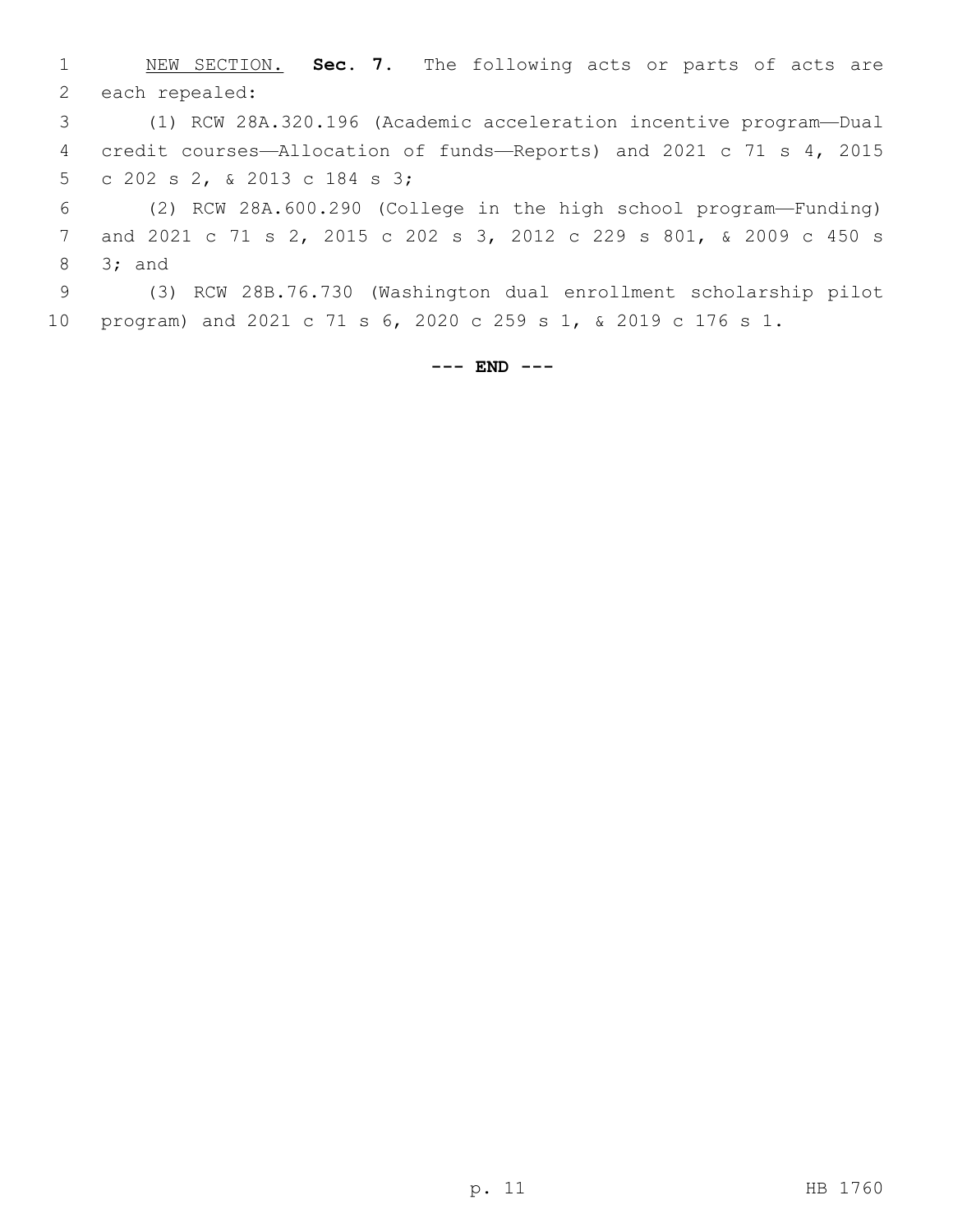NEW SECTION. **Sec. 7.** The following acts or parts of acts are each repealed:

(1) RCW 28A.320.196 (Academic acceleration incentive program—Dual credit courses—Allocation of funds—Reports) and 2021 c 71 s 4, 2015 c 202 s 2, & 2013 c 184 s 3;

(2) RCW 28A.600.290 (College in the high school program—Funding) and 2021 c 71 s 2, 2015 c 202 s 3, 2012 c 229 s 801, & 2009 c 450 s 3; and

(3) RCW 28B.76.730 (Washington dual enrollment scholarship pilot program) and 2021 c 71 s 6, 2020 c 259 s 1, & 2019 c 176 s 1.

**--- END ---**